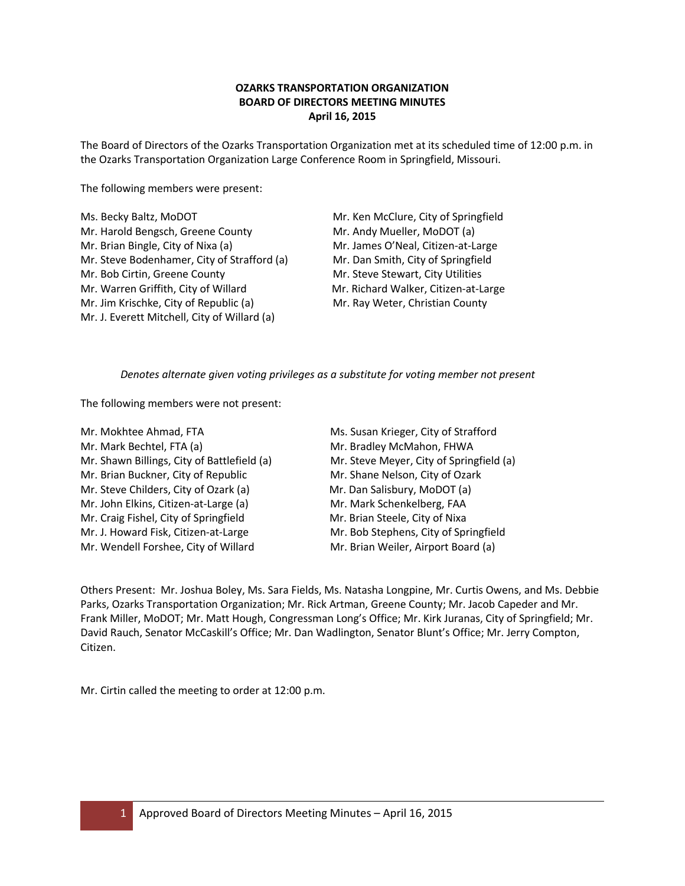**OZARKS TRANSPORTATION ORGANIZATION**
**BOARD OF DIRECTORS MEETING MINUTES**
**April 16, 2015**

The Board of Directors of the Ozarks Transportation Organization met at its scheduled time of 12:00 p.m. in the Ozarks Transportation Organization Large Conference Room in Springfield, Missouri.

The following members were present:

Ms. Becky Baltz, MoDOT
Mr. Harold Bengsch, Greene County
Mr. Brian Bingle, City of Nixa (a)
Mr. Steve Bodenhamer, City of Strafford (a)
Mr. Bob Cirtin, Greene County
Mr. Warren Griffith, City of Willard
Mr. Jim Krischke, City of Republic (a)
Mr. J. Everett Mitchell, City of Willard (a)
Mr. Ken McClure, City of Springfield
Mr. Andy Mueller, MoDOT (a)
Mr. James O'Neal, Citizen-at-Large
Mr. Dan Smith, City of Springfield
Mr. Steve Stewart, City Utilities
Mr. Richard Walker, Citizen-at-Large
Mr. Ray Weter, Christian County

*Denotes alternate given voting privileges as a substitute for voting member not present*

The following members were not present:

Mr. Mokhtee Ahmad, FTA
Mr. Mark Bechtel, FTA (a)
Mr. Shawn Billings, City of Battlefield (a)
Mr. Brian Buckner, City of Republic
Mr. Steve Childers, City of Ozark (a)
Mr. John Elkins, Citizen-at-Large (a)
Mr. Craig Fishel, City of Springfield
Mr. J. Howard Fisk, Citizen-at-Large
Mr. Wendell Forshee, City of Willard
Ms. Susan Krieger, City of Strafford
Mr. Bradley McMahon, FHWA
Mr. Steve Meyer, City of Springfield (a)
Mr. Shane Nelson, City of Ozark
Mr. Dan Salisbury, MoDOT (a)
Mr. Mark Schenkelberg, FAA
Mr. Brian Steele, City of Nixa
Mr. Bob Stephens, City of Springfield
Mr. Brian Weiler, Airport Board (a)

Others Present: Mr. Joshua Boley, Ms. Sara Fields, Ms. Natasha Longpine, Mr. Curtis Owens, and Ms. Debbie Parks, Ozarks Transportation Organization; Mr. Rick Artman, Greene County; Mr. Jacob Capeder and Mr. Frank Miller, MoDOT; Mr. Matt Hough, Congressman Long's Office; Mr. Kirk Juranas, City of Springfield; Mr. David Rauch, Senator McCaskill's Office; Mr. Dan Wadlington, Senator Blunt's Office; Mr. Jerry Compton, Citizen.

Mr. Cirtin called the meeting to order at 12:00 p.m.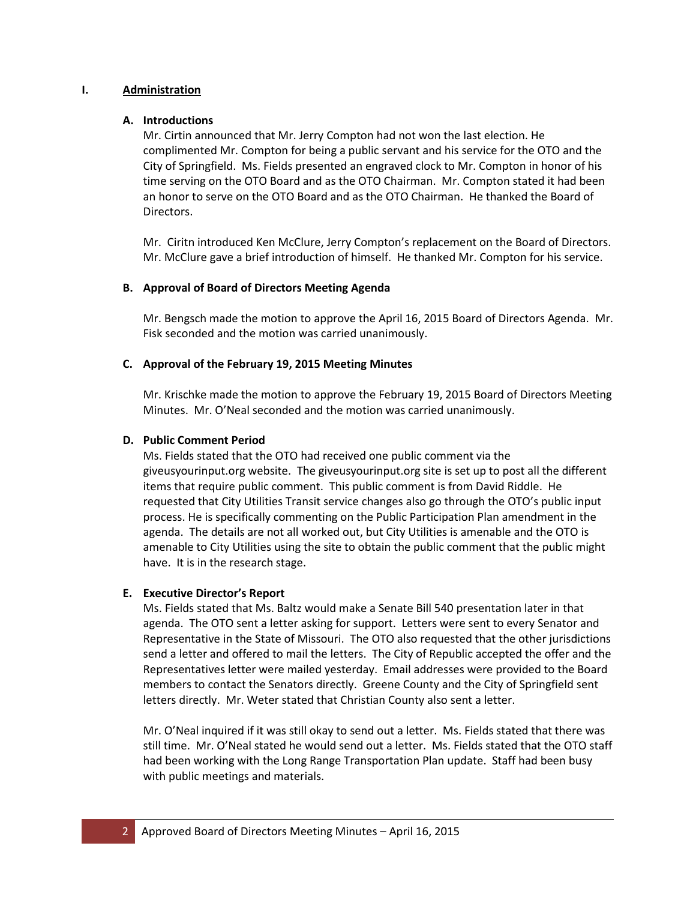## I. Administration

### A. Introductions

Mr. Cirtin announced that Mr. Jerry Compton had not won the last election. He complimented Mr. Compton for being a public servant and his service for the OTO and the City of Springfield. Ms. Fields presented an engraved clock to Mr. Compton in honor of his time serving on the OTO Board and as the OTO Chairman. Mr. Compton stated it had been an honor to serve on the OTO Board and as the OTO Chairman. He thanked the Board of Directors.

Mr. Ciritn introduced Ken McClure, Jerry Compton's replacement on the Board of Directors. Mr. McClure gave a brief introduction of himself. He thanked Mr. Compton for his service.

### B. Approval of Board of Directors Meeting Agenda

Mr. Bengsch made the motion to approve the April 16, 2015 Board of Directors Agenda. Mr. Fisk seconded and the motion was carried unanimously.

### C. Approval of the February 19, 2015 Meeting Minutes

Mr. Krischke made the motion to approve the February 19, 2015 Board of Directors Meeting Minutes. Mr. O'Neal seconded and the motion was carried unanimously.

### D. Public Comment Period

Ms. Fields stated that the OTO had received one public comment via the giveusyourinput.org website. The giveusyourinput.org site is set up to post all the different items that require public comment. This public comment is from David Riddle. He requested that City Utilities Transit service changes also go through the OTO's public input process. He is specifically commenting on the Public Participation Plan amendment in the agenda. The details are not all worked out, but City Utilities is amenable and the OTO is amenable to City Utilities using the site to obtain the public comment that the public might have. It is in the research stage.

### E. Executive Director's Report

Ms. Fields stated that Ms. Baltz would make a Senate Bill 540 presentation later in that agenda. The OTO sent a letter asking for support. Letters were sent to every Senator and Representative in the State of Missouri. The OTO also requested that the other jurisdictions send a letter and offered to mail the letters. The City of Republic accepted the offer and the Representatives letter were mailed yesterday. Email addresses were provided to the Board members to contact the Senators directly. Greene County and the City of Springfield sent letters directly. Mr. Weter stated that Christian County also sent a letter.

Mr. O'Neal inquired if it was still okay to send out a letter. Ms. Fields stated that there was still time. Mr. O'Neal stated he would send out a letter. Ms. Fields stated that the OTO staff had been working with the Long Range Transportation Plan update. Staff had been busy with public meetings and materials.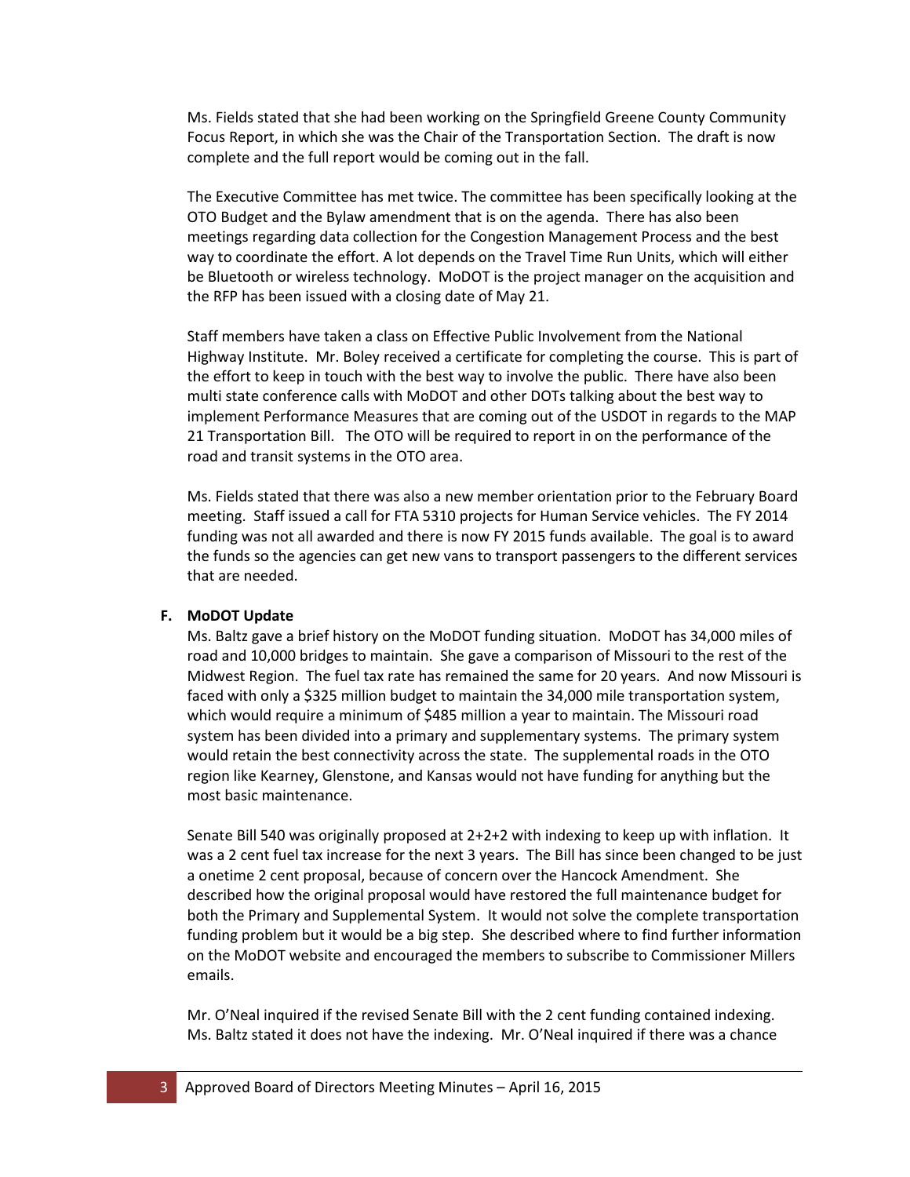Ms. Fields stated that she had been working on the Springfield Greene County Community Focus Report, in which she was the Chair of the Transportation Section. The draft is now complete and the full report would be coming out in the fall.

The Executive Committee has met twice. The committee has been specifically looking at the OTO Budget and the Bylaw amendment that is on the agenda. There has also been meetings regarding data collection for the Congestion Management Process and the best way to coordinate the effort. A lot depends on the Travel Time Run Units, which will either be Bluetooth or wireless technology. MoDOT is the project manager on the acquisition and the RFP has been issued with a closing date of May 21.

Staff members have taken a class on Effective Public Involvement from the National Highway Institute. Mr. Boley received a certificate for completing the course. This is part of the effort to keep in touch with the best way to involve the public. There have also been multi state conference calls with MoDOT and other DOTs talking about the best way to implement Performance Measures that are coming out of the USDOT in regards to the MAP 21 Transportation Bill. The OTO will be required to report in on the performance of the road and transit systems in the OTO area.

Ms. Fields stated that there was also a new member orientation prior to the February Board meeting. Staff issued a call for FTA 5310 projects for Human Service vehicles. The FY 2014 funding was not all awarded and there is now FY 2015 funds available. The goal is to award the funds so the agencies can get new vans to transport passengers to the different services that are needed.

**F. MoDOT Update**

Ms. Baltz gave a brief history on the MoDOT funding situation. MoDOT has 34,000 miles of road and 10,000 bridges to maintain. She gave a comparison of Missouri to the rest of the Midwest Region. The fuel tax rate has remained the same for 20 years. And now Missouri is faced with only a $325 million budget to maintain the 34,000 mile transportation system, which would require a minimum of $485 million a year to maintain. The Missouri road system has been divided into a primary and supplementary systems. The primary system would retain the best connectivity across the state. The supplemental roads in the OTO region like Kearney, Glenstone, and Kansas would not have funding for anything but the most basic maintenance.

Senate Bill 540 was originally proposed at 2+2+2 with indexing to keep up with inflation. It was a 2 cent fuel tax increase for the next 3 years. The Bill has since been changed to be just a onetime 2 cent proposal, because of concern over the Hancock Amendment. She described how the original proposal would have restored the full maintenance budget for both the Primary and Supplemental System. It would not solve the complete transportation funding problem but it would be a big step. She described where to find further information on the MoDOT website and encouraged the members to subscribe to Commissioner Millers emails.

Mr. O'Neal inquired if the revised Senate Bill with the 2 cent funding contained indexing. Ms. Baltz stated it does not have the indexing. Mr. O'Neal inquired if there was a chance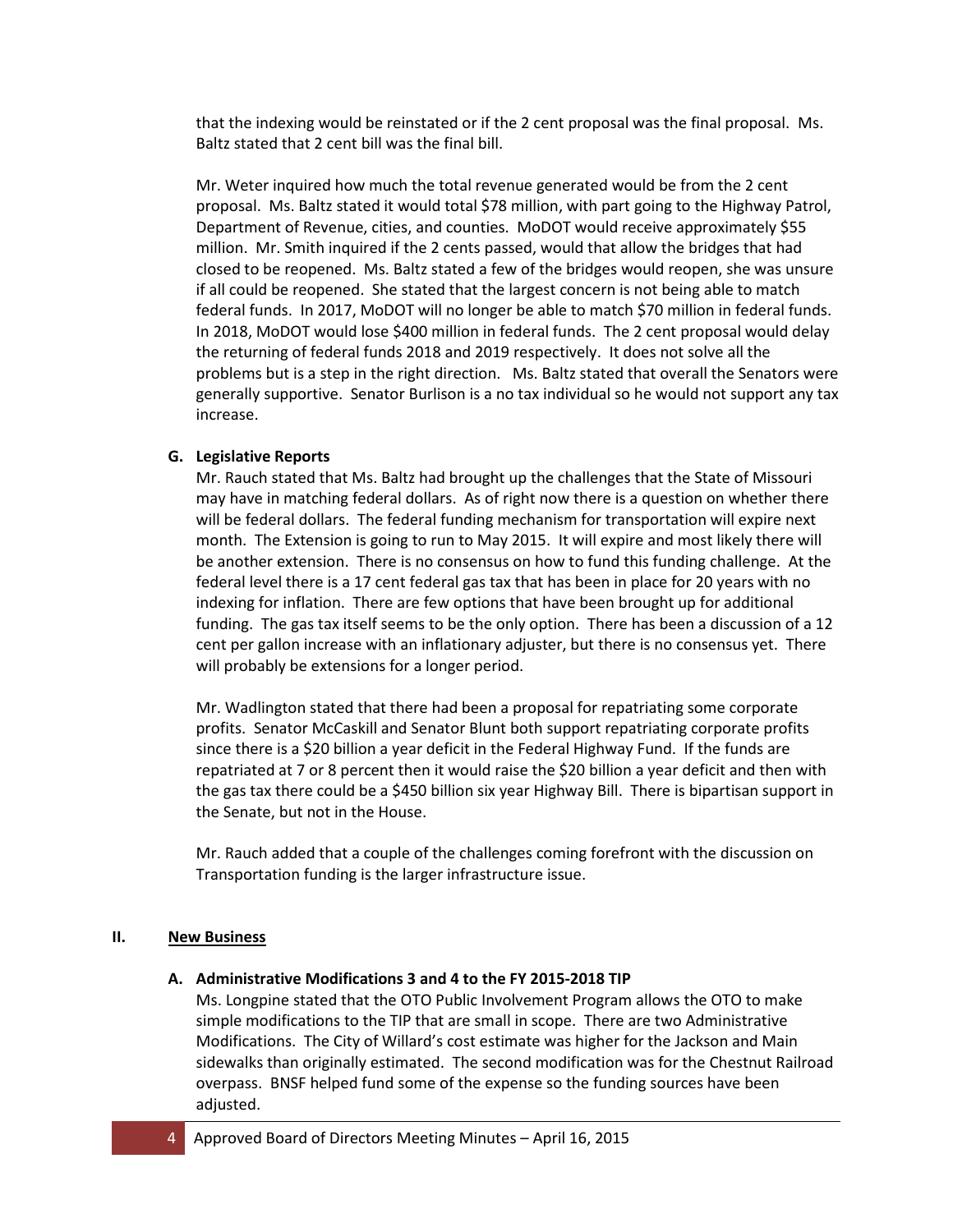that the indexing would be reinstated or if the 2 cent proposal was the final proposal. Ms. Baltz stated that 2 cent bill was the final bill.

Mr. Weter inquired how much the total revenue generated would be from the 2 cent proposal. Ms. Baltz stated it would total $78 million, with part going to the Highway Patrol, Department of Revenue, cities, and counties. MoDOT would receive approximately $55 million. Mr. Smith inquired if the 2 cents passed, would that allow the bridges that had closed to be reopened. Ms. Baltz stated a few of the bridges would reopen, she was unsure if all could be reopened. She stated that the largest concern is not being able to match federal funds. In 2017, MoDOT will no longer be able to match $70 million in federal funds. In 2018, MoDOT would lose $400 million in federal funds. The 2 cent proposal would delay the returning of federal funds 2018 and 2019 respectively. It does not solve all the problems but is a step in the right direction. Ms. Baltz stated that overall the Senators were generally supportive. Senator Burlison is a no tax individual so he would not support any tax increase.

**G. Legislative Reports**

Mr. Rauch stated that Ms. Baltz had brought up the challenges that the State of Missouri may have in matching federal dollars. As of right now there is a question on whether there will be federal dollars. The federal funding mechanism for transportation will expire next month. The Extension is going to run to May 2015. It will expire and most likely there will be another extension. There is no consensus on how to fund this funding challenge. At the federal level there is a 17 cent federal gas tax that has been in place for 20 years with no indexing for inflation. There are few options that have been brought up for additional funding. The gas tax itself seems to be the only option. There has been a discussion of a 12 cent per gallon increase with an inflationary adjuster, but there is no consensus yet. There will probably be extensions for a longer period.

Mr. Wadlington stated that there had been a proposal for repatriating some corporate profits. Senator McCaskill and Senator Blunt both support repatriating corporate profits since there is a $20 billion a year deficit in the Federal Highway Fund. If the funds are repatriated at 7 or 8 percent then it would raise the $20 billion a year deficit and then with the gas tax there could be a $450 billion six year Highway Bill. There is bipartisan support in the Senate, but not in the House.

Mr. Rauch added that a couple of the challenges coming forefront with the discussion on Transportation funding is the larger infrastructure issue.

## II. New Business

**A. Administrative Modifications 3 and 4 to the FY 2015-2018 TIP**

Ms. Longpine stated that the OTO Public Involvement Program allows the OTO to make simple modifications to the TIP that are small in scope. There are two Administrative Modifications. The City of Willard's cost estimate was higher for the Jackson and Main sidewalks than originally estimated. The second modification was for the Chestnut Railroad overpass. BNSF helped fund some of the expense so the funding sources have been adjusted.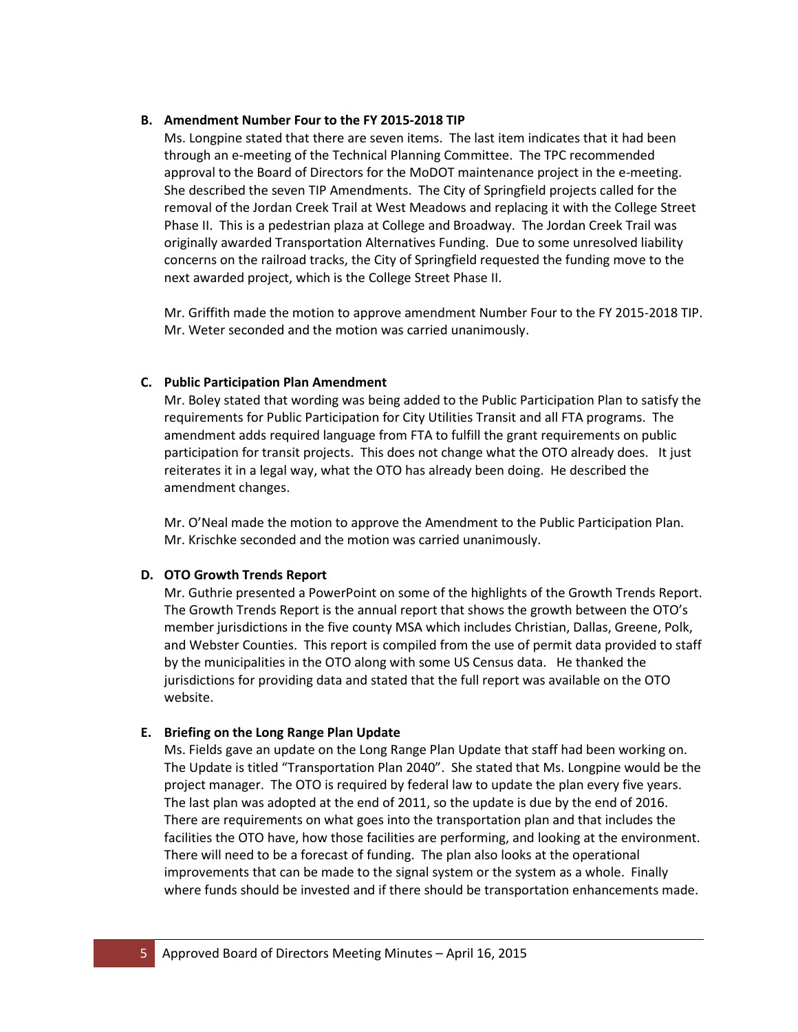**B. Amendment Number Four to the FY 2015-2018 TIP**

Ms. Longpine stated that there are seven items. The last item indicates that it had been through an e-meeting of the Technical Planning Committee. The TPC recommended approval to the Board of Directors for the MoDOT maintenance project in the e-meeting. She described the seven TIP Amendments. The City of Springfield projects called for the removal of the Jordan Creek Trail at West Meadows and replacing it with the College Street Phase II. This is a pedestrian plaza at College and Broadway. The Jordan Creek Trail was originally awarded Transportation Alternatives Funding. Due to some unresolved liability concerns on the railroad tracks, the City of Springfield requested the funding move to the next awarded project, which is the College Street Phase II.

Mr. Griffith made the motion to approve amendment Number Four to the FY 2015-2018 TIP. Mr. Weter seconded and the motion was carried unanimously.

**C. Public Participation Plan Amendment**

Mr. Boley stated that wording was being added to the Public Participation Plan to satisfy the requirements for Public Participation for City Utilities Transit and all FTA programs. The amendment adds required language from FTA to fulfill the grant requirements on public participation for transit projects. This does not change what the OTO already does. It just reiterates it in a legal way, what the OTO has already been doing. He described the amendment changes.

Mr. O'Neal made the motion to approve the Amendment to the Public Participation Plan. Mr. Krischke seconded and the motion was carried unanimously.

**D. OTO Growth Trends Report**

Mr. Guthrie presented a PowerPoint on some of the highlights of the Growth Trends Report. The Growth Trends Report is the annual report that shows the growth between the OTO's member jurisdictions in the five county MSA which includes Christian, Dallas, Greene, Polk, and Webster Counties. This report is compiled from the use of permit data provided to staff by the municipalities in the OTO along with some US Census data. He thanked the jurisdictions for providing data and stated that the full report was available on the OTO website.

**E. Briefing on the Long Range Plan Update**

Ms. Fields gave an update on the Long Range Plan Update that staff had been working on. The Update is titled "Transportation Plan 2040". She stated that Ms. Longpine would be the project manager. The OTO is required by federal law to update the plan every five years. The last plan was adopted at the end of 2011, so the update is due by the end of 2016. There are requirements on what goes into the transportation plan and that includes the facilities the OTO have, how those facilities are performing, and looking at the environment. There will need to be a forecast of funding. The plan also looks at the operational improvements that can be made to the signal system or the system as a whole. Finally where funds should be invested and if there should be transportation enhancements made.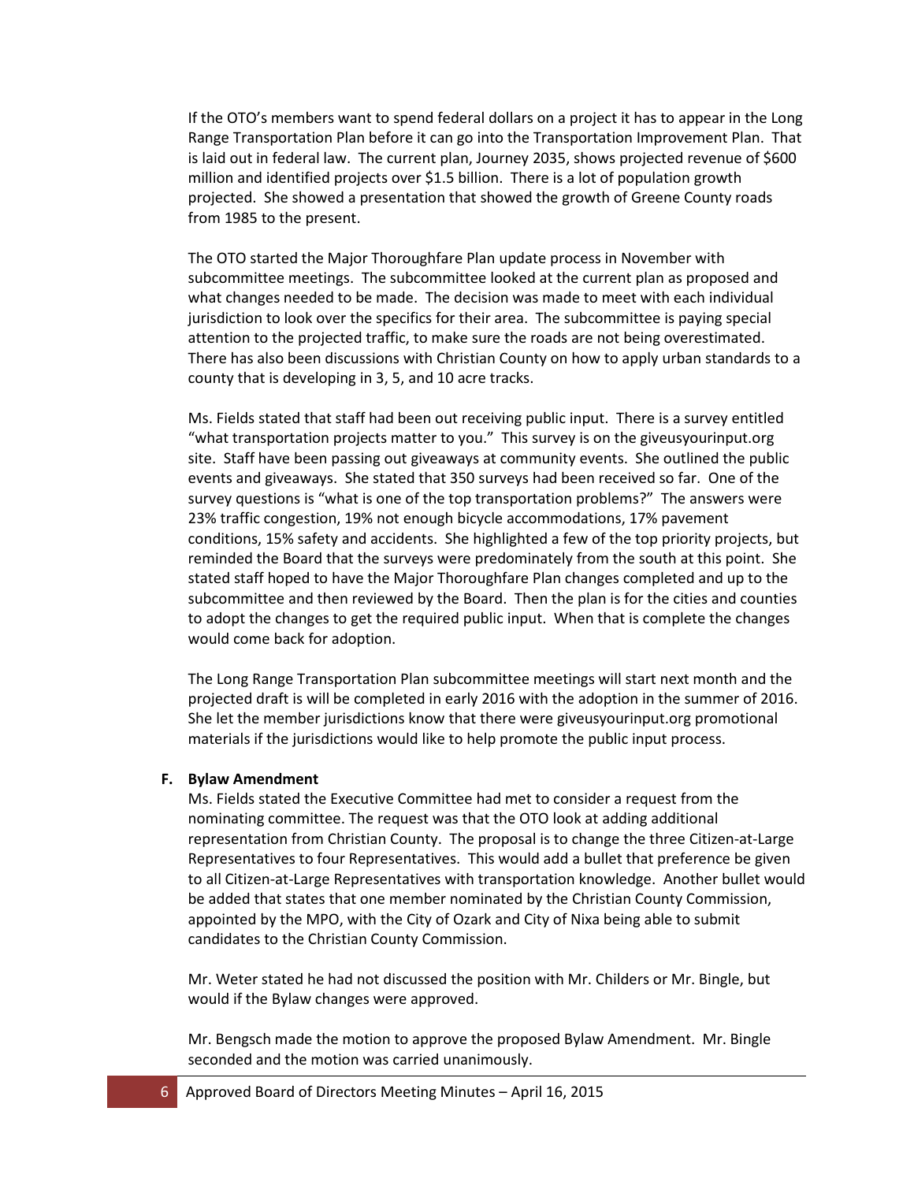If the OTO's members want to spend federal dollars on a project it has to appear in the Long Range Transportation Plan before it can go into the Transportation Improvement Plan. That is laid out in federal law. The current plan, Journey 2035, shows projected revenue of $600 million and identified projects over $1.5 billion. There is a lot of population growth projected. She showed a presentation that showed the growth of Greene County roads from 1985 to the present.

The OTO started the Major Thoroughfare Plan update process in November with subcommittee meetings. The subcommittee looked at the current plan as proposed and what changes needed to be made. The decision was made to meet with each individual jurisdiction to look over the specifics for their area. The subcommittee is paying special attention to the projected traffic, to make sure the roads are not being overestimated. There has also been discussions with Christian County on how to apply urban standards to a county that is developing in 3, 5, and 10 acre tracks.

Ms. Fields stated that staff had been out receiving public input. There is a survey entitled "what transportation projects matter to you." This survey is on the giveusyourinput.org site. Staff have been passing out giveaways at community events. She outlined the public events and giveaways. She stated that 350 surveys had been received so far. One of the survey questions is "what is one of the top transportation problems?" The answers were 23% traffic congestion, 19% not enough bicycle accommodations, 17% pavement conditions, 15% safety and accidents. She highlighted a few of the top priority projects, but reminded the Board that the surveys were predominately from the south at this point. She stated staff hoped to have the Major Thoroughfare Plan changes completed and up to the subcommittee and then reviewed by the Board. Then the plan is for the cities and counties to adopt the changes to get the required public input. When that is complete the changes would come back for adoption.

The Long Range Transportation Plan subcommittee meetings will start next month and the projected draft is will be completed in early 2016 with the adoption in the summer of 2016. She let the member jurisdictions know that there were giveusyourinput.org promotional materials if the jurisdictions would like to help promote the public input process.

**F. Bylaw Amendment**

Ms. Fields stated the Executive Committee had met to consider a request from the nominating committee. The request was that the OTO look at adding additional representation from Christian County. The proposal is to change the three Citizen-at-Large Representatives to four Representatives. This would add a bullet that preference be given to all Citizen-at-Large Representatives with transportation knowledge. Another bullet would be added that states that one member nominated by the Christian County Commission, appointed by the MPO, with the City of Ozark and City of Nixa being able to submit candidates to the Christian County Commission.

Mr. Weter stated he had not discussed the position with Mr. Childers or Mr. Bingle, but would if the Bylaw changes were approved.

Mr. Bengsch made the motion to approve the proposed Bylaw Amendment. Mr. Bingle seconded and the motion was carried unanimously.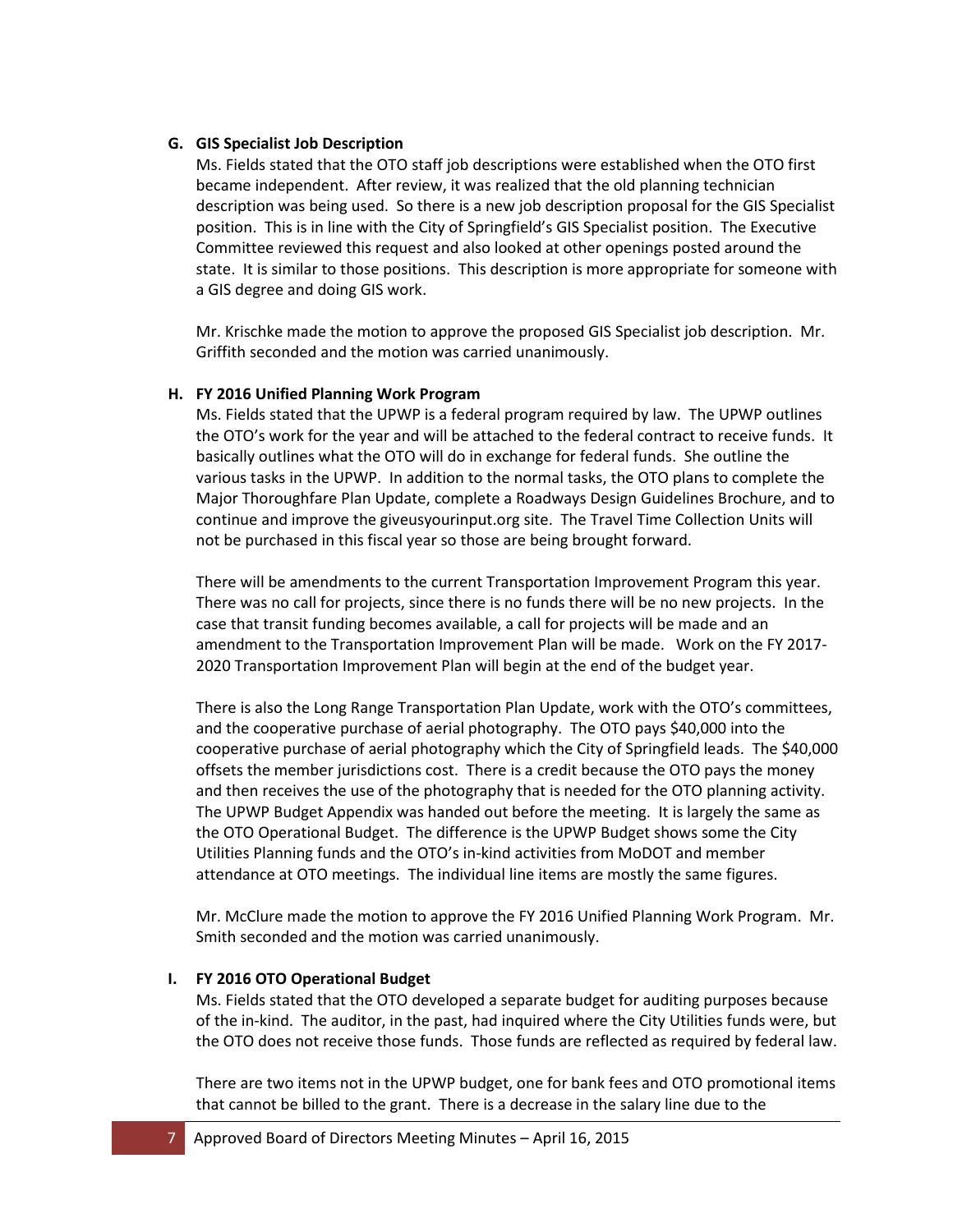**G. GIS Specialist Job Description**

Ms. Fields stated that the OTO staff job descriptions were established when the OTO first became independent. After review, it was realized that the old planning technician description was being used. So there is a new job description proposal for the GIS Specialist position. This is in line with the City of Springfield's GIS Specialist position. The Executive Committee reviewed this request and also looked at other openings posted around the state. It is similar to those positions. This description is more appropriate for someone with a GIS degree and doing GIS work.

Mr. Krischke made the motion to approve the proposed GIS Specialist job description. Mr. Griffith seconded and the motion was carried unanimously.

**H. FY 2016 Unified Planning Work Program**

Ms. Fields stated that the UPWP is a federal program required by law. The UPWP outlines the OTO's work for the year and will be attached to the federal contract to receive funds. It basically outlines what the OTO will do in exchange for federal funds. She outline the various tasks in the UPWP. In addition to the normal tasks, the OTO plans to complete the Major Thoroughfare Plan Update, complete a Roadways Design Guidelines Brochure, and to continue and improve the giveusyourinput.org site. The Travel Time Collection Units will not be purchased in this fiscal year so those are being brought forward.

There will be amendments to the current Transportation Improvement Program this year. There was no call for projects, since there is no funds there will be no new projects. In the case that transit funding becomes available, a call for projects will be made and an amendment to the Transportation Improvement Plan will be made. Work on the FY 2017-2020 Transportation Improvement Plan will begin at the end of the budget year.

There is also the Long Range Transportation Plan Update, work with the OTO's committees, and the cooperative purchase of aerial photography. The OTO pays $40,000 into the cooperative purchase of aerial photography which the City of Springfield leads. The $40,000 offsets the member jurisdictions cost. There is a credit because the OTO pays the money and then receives the use of the photography that is needed for the OTO planning activity. The UPWP Budget Appendix was handed out before the meeting. It is largely the same as the OTO Operational Budget. The difference is the UPWP Budget shows some the City Utilities Planning funds and the OTO's in-kind activities from MoDOT and member attendance at OTO meetings. The individual line items are mostly the same figures.

Mr. McClure made the motion to approve the FY 2016 Unified Planning Work Program. Mr. Smith seconded and the motion was carried unanimously.

**I. FY 2016 OTO Operational Budget**

Ms. Fields stated that the OTO developed a separate budget for auditing purposes because of the in-kind. The auditor, in the past, had inquired where the City Utilities funds were, but the OTO does not receive those funds. Those funds are reflected as required by federal law.

There are two items not in the UPWP budget, one for bank fees and OTO promotional items that cannot be billed to the grant. There is a decrease in the salary line due to the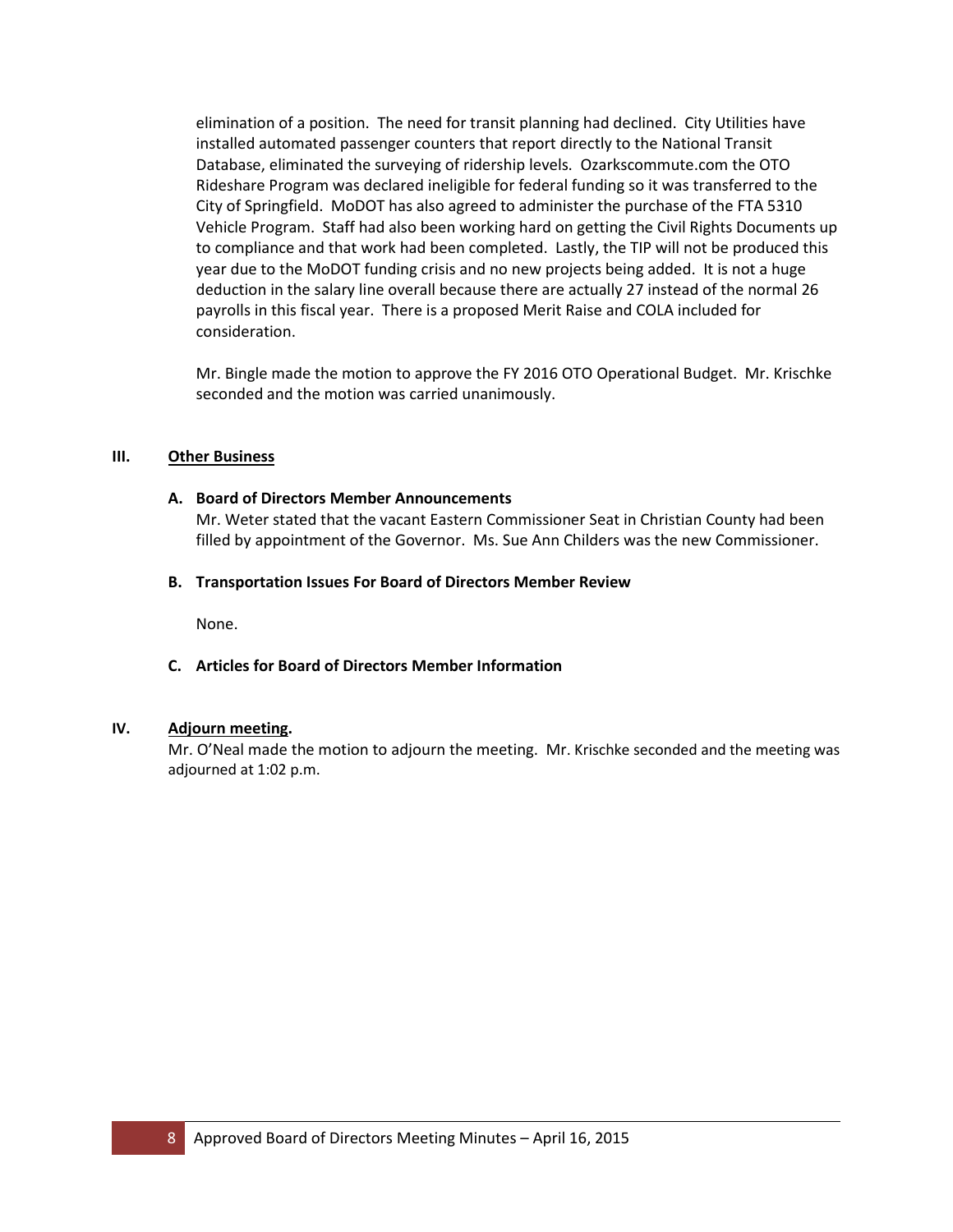elimination of a position. The need for transit planning had declined. City Utilities have installed automated passenger counters that report directly to the National Transit Database, eliminated the surveying of ridership levels. Ozarkscommute.com the OTO Rideshare Program was declared ineligible for federal funding so it was transferred to the City of Springfield. MoDOT has also agreed to administer the purchase of the FTA 5310 Vehicle Program. Staff had also been working hard on getting the Civil Rights Documents up to compliance and that work had been completed. Lastly, the TIP will not be produced this year due to the MoDOT funding crisis and no new projects being added. It is not a huge deduction in the salary line overall because there are actually 27 instead of the normal 26 payrolls in this fiscal year. There is a proposed Merit Raise and COLA included for consideration.

Mr. Bingle made the motion to approve the FY 2016 OTO Operational Budget. Mr. Krischke seconded and the motion was carried unanimously.

## III. Other Business

### A. Board of Directors Member Announcements

Mr. Weter stated that the vacant Eastern Commissioner Seat in Christian County had been filled by appointment of the Governor. Ms. Sue Ann Childers was the new Commissioner.

### B. Transportation Issues For Board of Directors Member Review

None.

### C. Articles for Board of Directors Member Information

## IV. Adjourn meeting.

Mr. O'Neal made the motion to adjourn the meeting. Mr. Krischke seconded and the meeting was adjourned at 1:02 p.m.